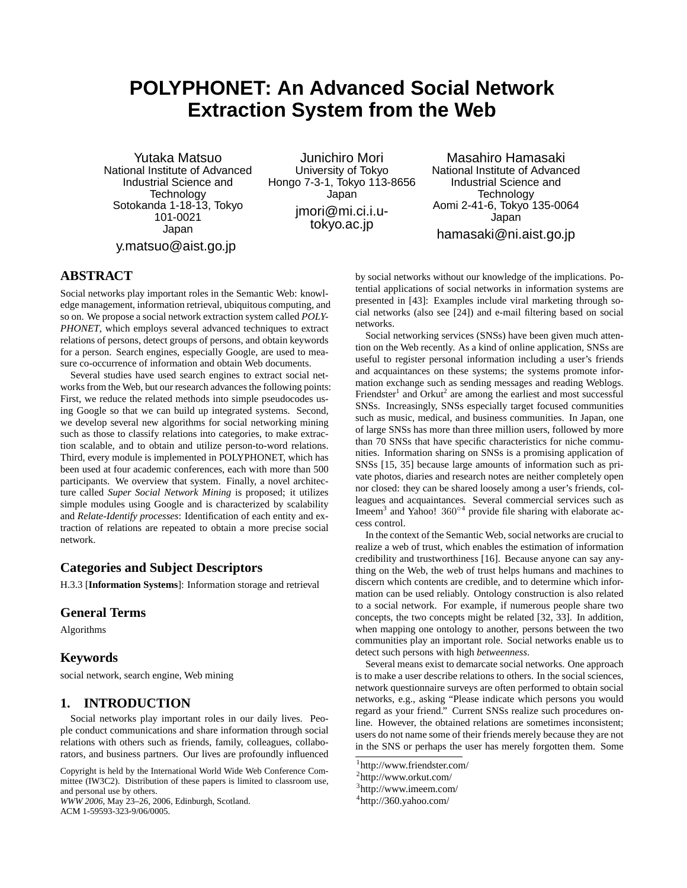# POLYPHONET: An Advanced Social Network Extraction System from the Web

Yutaka Matsuo
National Institute of Advanced Industrial Science and Technology
Sotokanda 1-18-13, Tokyo 101-0021
Japan
y.matsuo@aist.go.jp

Junichiro Mori
University of Tokyo
Hongo 7-3-1, Tokyo 113-8656
Japan
jmori@mi.ci.i.u-tokyo.ac.jp

Masahiro Hamasaki
National Institute of Advanced Industrial Science and Technology
Aomi 2-41-6, Tokyo 135-0064
Japan
hamasaki@ni.aist.go.jp

## ABSTRACT

Social networks play important roles in the Semantic Web: knowledge management, information retrieval, ubiquitous computing, and so on. We propose a social network extraction system called *POLYPHONET*, which employs several advanced techniques to extract relations of persons, detect groups of persons, and obtain keywords for a person. Search engines, especially Google, are used to measure co-occurrence of information and obtain Web documents.

Several studies have used search engines to extract social networks from the Web, but our research advances the following points: First, we reduce the related methods into simple pseudocodes using Google so that we can build up integrated systems. Second, we develop several new algorithms for social networking mining such as those to classify relations into categories, to make extraction scalable, and to obtain and utilize person-to-word relations. Third, every module is implemented in POLYPHONET, which has been used at four academic conferences, each with more than 500 participants. We overview that system. Finally, a novel architecture called *Super Social Network Mining* is proposed; it utilizes simple modules using Google and is characterized by scalability and *Relate-Identify processes*: Identification of each entity and extraction of relations are repeated to obtain a more precise social network.

## Categories and Subject Descriptors

H.3.3 [**Information Systems**]: Information storage and retrieval

## General Terms

Algorithms

## Keywords

social network, search engine, Web mining

## 1. INTRODUCTION

Social networks play important roles in our daily lives. People conduct communications and share information through social relations with others such as friends, family, colleagues, collaborators, and business partners. Our lives are profoundly influenced by social networks without our knowledge of the implications. Potential applications of social networks in information systems are presented in [43]: Examples include viral marketing through social networks (also see [24]) and e-mail filtering based on social networks.

Social networking services (SNSs) have been given much attention on the Web recently. As a kind of online application, SNSs are useful to register personal information including a user's friends and acquaintances on these systems; the systems promote information exchange such as sending messages and reading Weblogs. Friendster[1] and Orkut[2] are among the earliest and most successful SNSs. Increasingly, SNSs especially target focused communities such as music, medical, and business communities. In Japan, one of large SNSs has more than three million users, followed by more than 70 SNSs that have specific characteristics for niche communities. Information sharing on SNSs is a promising application of SNSs [15, 35] because large amounts of information such as private photos, diaries and research notes are neither completely open nor closed: they can be shared loosely among a user's friends, colleagues and acquaintances. Several commercial services such as Imeem[3] and Yahoo! $360°$[4] provide file sharing with elaborate access control.

In the context of the Semantic Web, social networks are crucial to realize a web of trust, which enables the estimation of information credibility and trustworthiness [16]. Because anyone can say anything on the Web, the web of trust helps humans and machines to discern which contents are credible, and to determine which information can be used reliably. Ontology construction is also related to a social network. For example, if numerous people share two concepts, the two concepts might be related [32, 33]. In addition, when mapping one ontology to another, persons between the two communities play an important role. Social networks enable us to detect such persons with high *betweenness*.

Several means exist to demarcate social networks. One approach is to make a user describe relations to others. In the social sciences, network questionnaire surveys are often performed to obtain social networks, e.g., asking "Please indicate which persons you would regard as your friend." Current SNSs realize such procedures online. However, the obtained relations are sometimes inconsistent; users do not name some of their friends merely because they are not in the SNS or perhaps the user has merely forgotten them. Some

[1]http://www.friendster.com/
[2]http://www.orkut.com/
[3]http://www.imeem.com/
[4]http://360.yahoo.com/

Copyright is held by the International World Wide Web Conference Committee (IW3C2). Distribution of these papers is limited to classroom use, and personal use by others.
*WWW 2006*, May 23–26, 2006, Edinburgh, Scotland.
ACM 1-59593-323-9/06/0005.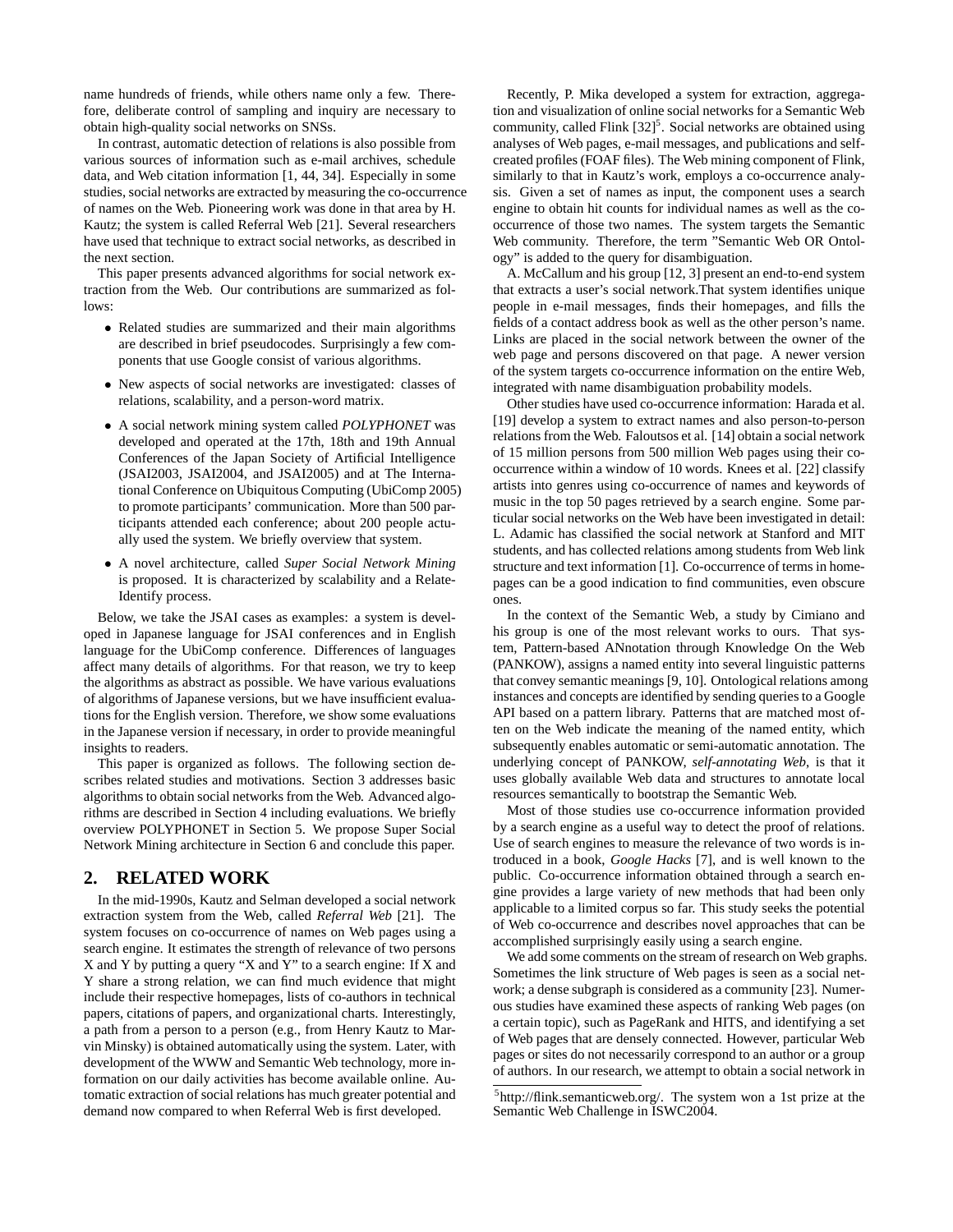name hundreds of friends, while others name only a few. Therefore, deliberate control of sampling and inquiry are necessary to obtain high-quality social networks on SNSs.

In contrast, automatic detection of relations is also possible from various sources of information such as e-mail archives, schedule data, and Web citation information [1, 44, 34]. Especially in some studies, social networks are extracted by measuring the co-occurrence of names on the Web. Pioneering work was done in that area by H. Kautz; the system is called Referral Web [21]. Several researchers have used that technique to extract social networks, as described in the next section.

This paper presents advanced algorithms for social network extraction from the Web. Our contributions are summarized as follows:

- Related studies are summarized and their main algorithms are described in brief pseudocodes. Surprisingly a few components that use Google consist of various algorithms.
- New aspects of social networks are investigated: classes of relations, scalability, and a person-word matrix.
- A social network mining system called *POLYPHONET* was developed and operated at the 17th, 18th and 19th Annual Conferences of the Japan Society of Artificial Intelligence (JSAI2003, JSAI2004, and JSAI2005) and at The International Conference on Ubiquitous Computing (UbiComp 2005) to promote participants' communication. More than 500 participants attended each conference; about 200 people actually used the system. We briefly overview that system.
- A novel architecture, called *Super Social Network Mining* is proposed. It is characterized by scalability and a Relate-Identify process.

Below, we take the JSAI cases as examples: a system is developed in Japanese language for JSAI conferences and in English language for the UbiComp conference. Differences of languages affect many details of algorithms. For that reason, we try to keep the algorithms as abstract as possible. We have various evaluations of algorithms of Japanese versions, but we have insufficient evaluations for the English version. Therefore, we show some evaluations in the Japanese version if necessary, in order to provide meaningful insights to readers.

This paper is organized as follows. The following section describes related studies and motivations. Section 3 addresses basic algorithms to obtain social networks from the Web. Advanced algorithms are described in Section 4 including evaluations. We briefly overview POLYPHONET in Section 5. We propose Super Social Network Mining architecture in Section 6 and conclude this paper.

## 2. RELATED WORK

In the mid-1990s, Kautz and Selman developed a social network extraction system from the Web, called *Referral Web* [21]. The system focuses on co-occurrence of names on Web pages using a search engine. It estimates the strength of relevance of two persons X and Y by putting a query "X and Y" to a search engine: If X and Y share a strong relation, we can find much evidence that might include their respective homepages, lists of co-authors in technical papers, citations of papers, and organizational charts. Interestingly, a path from a person to a person (e.g., from Henry Kautz to Marvin Minsky) is obtained automatically using the system. Later, with development of the WWW and Semantic Web technology, more information on our daily activities has become available online. Automatic extraction of social relations has much greater potential and demand now compared to when Referral Web is first developed.

Recently, P. Mika developed a system for extraction, aggregation and visualization of online social networks for a Semantic Web community, called Flink [32][5]. Social networks are obtained using analyses of Web pages, e-mail messages, and publications and self-created profiles (FOAF files). The Web mining component of Flink, similarly to that in Kautz's work, employs a co-occurrence analysis. Given a set of names as input, the component uses a search engine to obtain hit counts for individual names as well as the co-occurrence of those two names. The system targets the Semantic Web community. Therefore, the term "Semantic Web OR Ontology" is added to the query for disambiguation.

A. McCallum and his group [12, 3] present an end-to-end system that extracts a user's social network.That system identifies unique people in e-mail messages, finds their homepages, and fills the fields of a contact address book as well as the other person's name. Links are placed in the social network between the owner of the web page and persons discovered on that page. A newer version of the system targets co-occurrence information on the entire Web, integrated with name disambiguation probability models.

Other studies have used co-occurrence information: Harada et al. [19] develop a system to extract names and also person-to-person relations from the Web. Faloutsos et al. [14] obtain a social network of 15 million persons from 500 million Web pages using their co-occurrence within a window of 10 words. Knees et al. [22] classify artists into genres using co-occurrence of names and keywords of music in the top 50 pages retrieved by a search engine. Some particular social networks on the Web have been investigated in detail: L. Adamic has classified the social network at Stanford and MIT students, and has collected relations among students from Web link structure and text information [1]. Co-occurrence of terms in homepages can be a good indication to find communities, even obscure ones.

In the context of the Semantic Web, a study by Cimiano and his group is one of the most relevant works to ours. That system, Pattern-based ANnotation through Knowledge On the Web (PANKOW), assigns a named entity into several linguistic patterns that convey semantic meanings [9, 10]. Ontological relations among instances and concepts are identified by sending queries to a Google API based on a pattern library. Patterns that are matched most often on the Web indicate the meaning of the named entity, which subsequently enables automatic or semi-automatic annotation. The underlying concept of PANKOW, *self-annotating Web*, is that it uses globally available Web data and structures to annotate local resources semantically to bootstrap the Semantic Web.

Most of those studies use co-occurrence information provided by a search engine as a useful way to detect the proof of relations. Use of search engines to measure the relevance of two words is introduced in a book, *Google Hacks* [7], and is well known to the public. Co-occurrence information obtained through a search engine provides a large variety of new methods that had been only applicable to a limited corpus so far. This study seeks the potential of Web co-occurrence and describes novel approaches that can be accomplished surprisingly easily using a search engine.

We add some comments on the stream of research on Web graphs. Sometimes the link structure of Web pages is seen as a social network; a dense subgraph is considered as a community [23]. Numerous studies have examined these aspects of ranking Web pages (on a certain topic), such as PageRank and HITS, and identifying a set of Web pages that are densely connected. However, particular Web pages or sites do not necessarily correspond to an author or a group of authors. In our research, we attempt to obtain a social network in

[5] http://flink.semanticweb.org/. The system won a 1st prize at the Semantic Web Challenge in ISWC2004.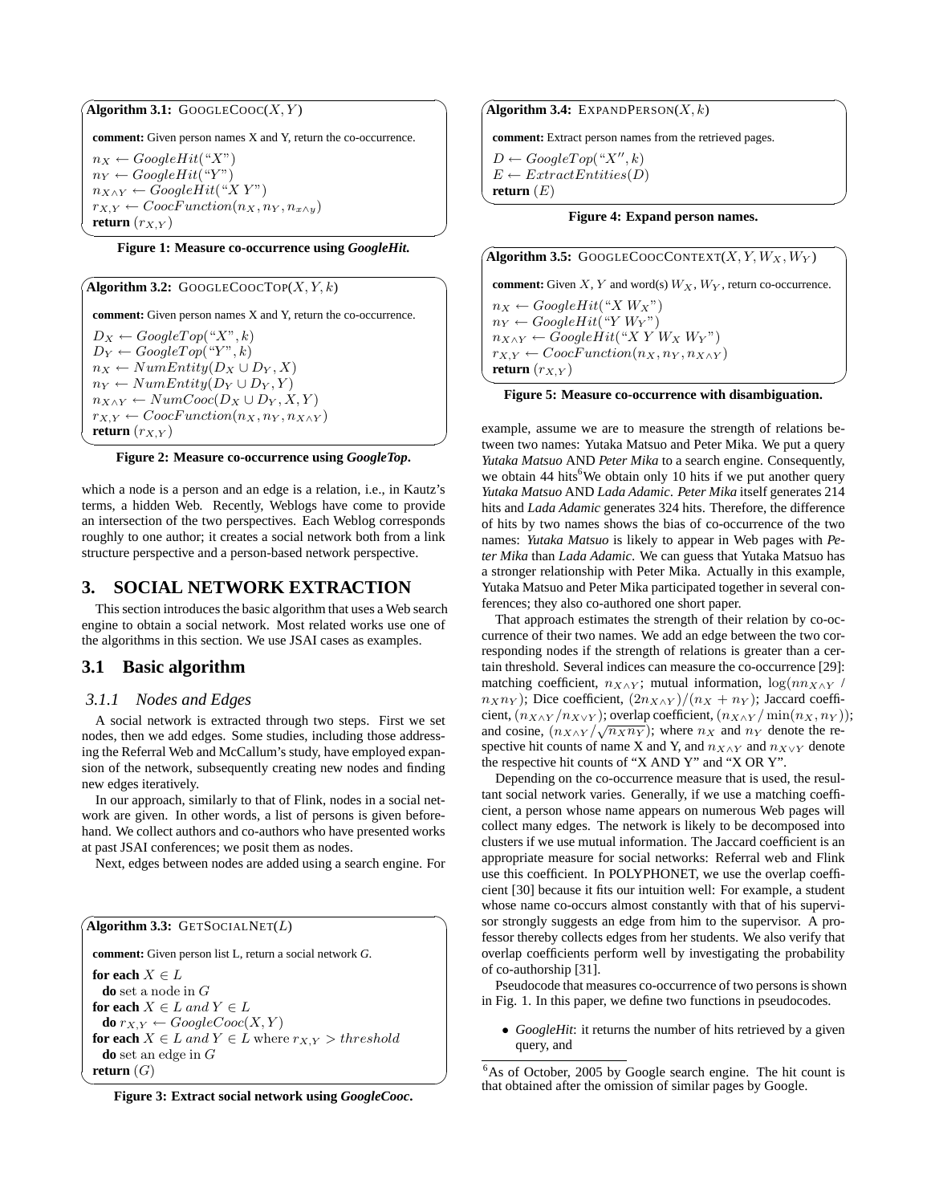**Algorithm 3.1:** GOOGLECOOC($X, Y$)

**comment:** Given person names X and Y, return the co-occurrence.

$n_X \leftarrow GoogleHit(\text{"}X\text{"})$
$n_Y \leftarrow GoogleHit(\text{"}Y\text{"})$
$n_{X \wedge Y} \leftarrow GoogleHit(\text{"}X\ Y\text{"})$
$r_{X,Y} \leftarrow CoocFunction(n_X, n_Y, n_{x \wedge y})$
**return** $(r_{X,Y})$

**Figure 1: Measure co-occurrence using *GoogleHit*.**

**Algorithm 3.2:** GOOGLECOOCTOP($X, Y, k$)

**comment:** Given person names X and Y, return the co-occurrence.

$D_X \leftarrow GoogleTop(\text{"}X\text{"}, k)$
$D_Y \leftarrow GoogleTop(\text{"}Y\text{"}, k)$
$n_X \leftarrow NumEntity(D_X \cup D_Y, X)$
$n_Y \leftarrow NumEntity(D_Y \cup D_Y, Y)$
$n_{X \wedge Y} \leftarrow NumCooc(D_X \cup D_Y, X, Y)$
$r_{X,Y} \leftarrow CoocFunction(n_X, n_Y, n_{X \wedge Y})$
**return** $(r_{X,Y})$

**Figure 2: Measure co-occurrence using *GoogleTop*.**

which a node is a person and an edge is a relation, i.e., in Kautz's terms, a hidden Web. Recently, Weblogs have come to provide an intersection of the two perspectives. Each Weblog corresponds roughly to one author; it creates a social network both from a link structure perspective and a person-based network perspective.

# 3. SOCIAL NETWORK EXTRACTION

This section introduces the basic algorithm that uses a Web search engine to obtain a social network. Most related works use one of the algorithms in this section. We use JSAI cases as examples.

## 3.1 Basic algorithm

### 3.1.1 Nodes and Edges

A social network is extracted through two steps. First we set nodes, then we add edges. Some studies, including those addressing the Referral Web and McCallum's study, have employed expansion of the network, subsequently creating new nodes and finding new edges iteratively.

In our approach, similarly to that of Flink, nodes in a social network are given. In other words, a list of persons is given beforehand. We collect authors and co-authors who have presented works at past JSAI conferences; we posit them as nodes.

Next, edges between nodes are added using a search engine. For example, assume we are to measure the strength of relations between two names: Yutaka Matsuo and Peter Mika. We put a query *Yutaka Matsuo* AND *Peter Mika* to a search engine. Consequently, we obtain 44 hits[6]We obtain only 10 hits if we put another query *Yutaka Matsuo* AND *Lada Adamic*. *Peter Mika* itself generates 214 hits and *Lada Adamic* generates 324 hits. Therefore, the difference of hits by two names shows the bias of co-occurrence of the two names: *Yutaka Matsuo* is likely to appear in Web pages with *Peter Mika* than *Lada Adamic*. We can guess that Yutaka Matsuo has a stronger relationship with Peter Mika. Actually in this example, Yutaka Matsuo and Peter Mika participated together in several conferences; they also co-authored one short paper.

That approach estimates the strength of their relation by co-occurrence of their two names. We add an edge between the two corresponding nodes if the strength of relations is greater than a certain threshold. Several indices can measure the co-occurrence [29]: matching coefficient, $n_{X \wedge Y}$; mutual information, $\log(n n_{X \wedge Y} / n_X n_Y)$; Dice coefficient, $(2 n_{X \wedge Y})/(n_X + n_Y)$; Jaccard coefficient, $(n_{X \wedge Y}/n_{X \vee Y})$; overlap coefficient, $(n_{X \wedge Y}/\min(n_X, n_Y))$; and cosine, $(n_{X \wedge Y}/\sqrt{n_X n_Y})$; where $n_X$ and $n_Y$ denote the respective hit counts of name X and Y, and $n_{X \wedge Y}$ and $n_{X \vee Y}$ denote the respective hit counts of "X AND Y" and "X OR Y".

Depending on the co-occurrence measure that is used, the resultant social network varies. Generally, if we use a matching coefficient, a person whose name appears on numerous Web pages will collect many edges. The network is likely to be decomposed into clusters if we use mutual information. The Jaccard coefficient is an appropriate measure for social networks: Referral web and Flink use this coefficient. In POLYPHONET, we use the overlap coefficient [30] because it fits our intuition well: For example, a student whose name co-occurs almost constantly with that of his supervisor strongly suggests an edge from him to the supervisor. A professor thereby collects edges from her students. We also verify that overlap coefficients perform well by investigating the probability of co-authorship [31].

Pseudocode that measures co-occurrence of two persons is shown in Fig. 1. In this paper, we define two functions in pseudocodes.

- *GoogleHit*: it returns the number of hits retrieved by a given query, and

**Algorithm 3.3:** GETSOCIALNET($L$)

**comment:** Given person list L, return a social network *G*.

**for each** $X \in L$
  **do** set a node in $G$
**for each** $X \in L$ *and* $Y \in L$
  **do** $r_{X,Y} \leftarrow GoogleCooc(X, Y)$
**for each** $X \in L$ *and* $Y \in L$ where $r_{X,Y} > threshold$
  **do** set an edge in $G$
**return** $(G)$

**Figure 3: Extract social network using *GoogleCooc*.**

**Algorithm 3.4:** EXPANDPERSON($X, k$)

**comment:** Extract person names from the retrieved pages.

$D \leftarrow GoogleTop(\text{"}X\text{"}, k)$
$E \leftarrow ExtractEntities(D)$
**return** $(E)$

**Figure 4: Expand person names.**

**Algorithm 3.5:** GOOGLECOOCCONTEXT($X, Y, W_X, W_Y$)

**comment:** Given $X$, $Y$ and word(s) $W_X$, $W_Y$, return co-occurrence.

$n_X \leftarrow GoogleHit(\text{"}X\ W_X\text{"})$
$n_Y \leftarrow GoogleHit(\text{"}Y\ W_Y\text{"})$
$n_{X \wedge Y} \leftarrow GoogleHit(\text{"}X\ Y\ W_X\ W_Y\text{"})$
$r_{X,Y} \leftarrow CoocFunction(n_X, n_Y, n_{X \wedge Y})$
**return** $(r_{X,Y})$

**Figure 5: Measure co-occurrence with disambiguation.**

[6] As of October, 2005 by Google search engine. The hit count is that obtained after the omission of similar pages by Google.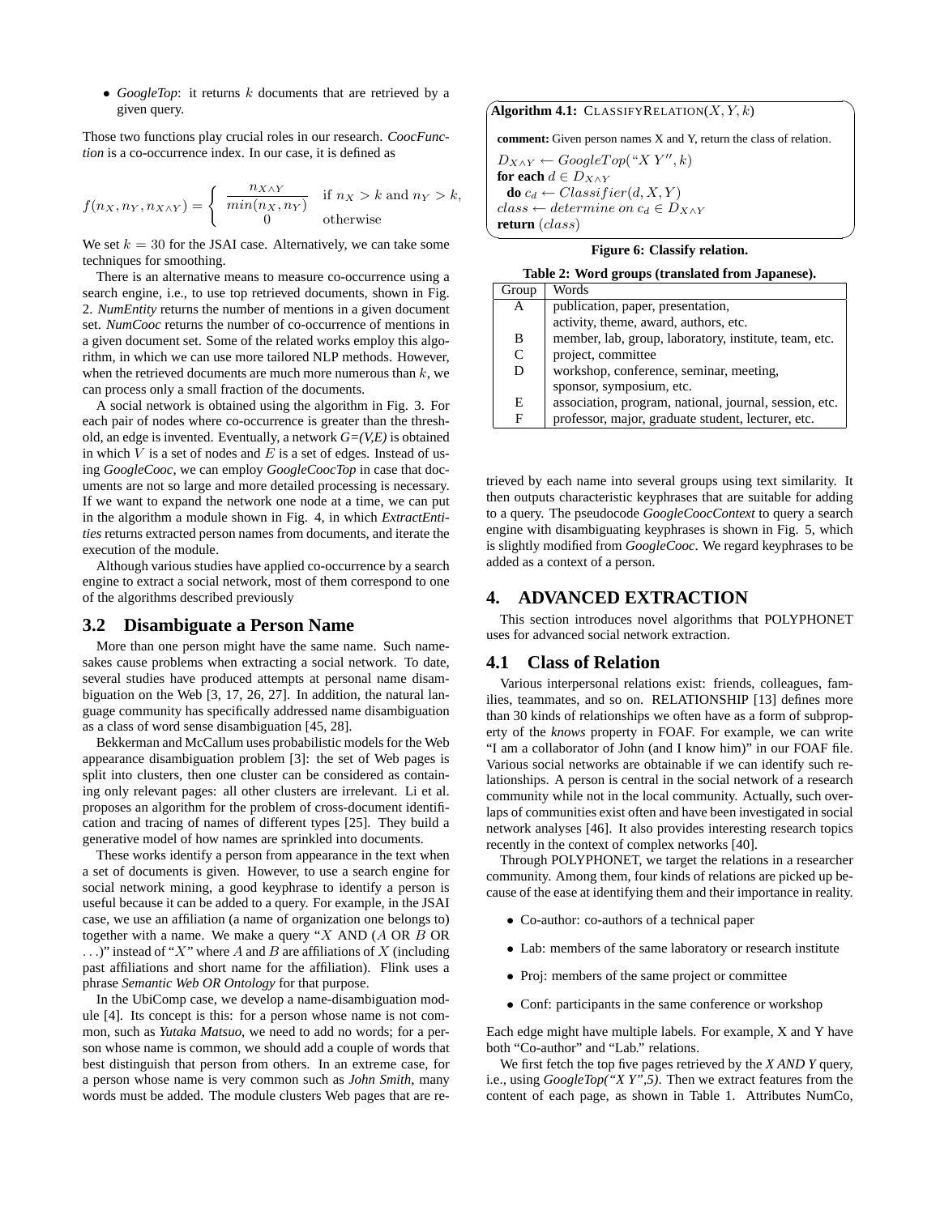- *GoogleTop*: it returns $k$ documents that are retrieved by a given query.

Those two functions play crucial roles in our research. *CoocFunction* is a co-occurrence index. In our case, it is defined as

$$f(n_X, n_Y, n_{X \wedge Y}) = \begin{cases} \frac{n_{X \wedge Y}}{min(n_X, n_Y)} & \text{if } n_X > k \text{ and } n_Y > k, \\ 0 & \text{otherwise} \end{cases}$$

We set $k = 30$ for the JSAI case. Alternatively, we can take some techniques for smoothing.

There is an alternative means to measure co-occurrence using a search engine, i.e., to use top retrieved documents, shown in Fig. 2. *NumEntity* returns the number of mentions in a given document set. *NumCooc* returns the number of co-occurrence of mentions in a given document set. Some of the related works employ this algorithm, in which we can use more tailored NLP methods. However, when the retrieved documents are much more numerous than $k$, we can process only a small fraction of the documents.

A social network is obtained using the algorithm in Fig. 3. For each pair of nodes where co-occurrence is greater than the threshold, an edge is invented. Eventually, a network *G=(V,E)* is obtained in which $V$ is a set of nodes and $E$ is a set of edges. Instead of using *GoogleCooc*, we can employ *GoogleCoocTop* in case that documents are not so large and more detailed processing is necessary. If we want to expand the network one node at a time, we can put in the algorithm a module shown in Fig. 4, in which *ExtractEntities* returns extracted person names from documents, and iterate the execution of the module.

Although various studies have applied co-occurrence by a search engine to extract a social network, most of them correspond to one of the algorithms described previously

## 3.2 Disambiguate a Person Name

More than one person might have the same name. Such namesakes cause problems when extracting a social network. To date, several studies have produced attempts at personal name disambiguation on the Web [3, 17, 26, 27]. In addition, the natural language community has specifically addressed name disambiguation as a class of word sense disambiguation [45, 28].

Bekkerman and McCallum uses probabilistic models for the Web appearance disambiguation problem [3]: the set of Web pages is split into clusters, then one cluster can be considered as containing only relevant pages: all other clusters are irrelevant. Li et al. proposes an algorithm for the problem of cross-document identification and tracing of names of different types [25]. They build a generative model of how names are sprinkled into documents.

These works identify a person from appearance in the text when a set of documents is given. However, to use a search engine for social network mining, a good keyphrase to identify a person is useful because it can be added to a query. For example, in the JSAI case, we use an affiliation (a name of organization one belongs to) together with a name. We make a query "$X$ AND ($A$ OR $B$ OR $\ldots$)" instead of "$X$" where $A$ and $B$ are affiliations of $X$ (including past affiliations and short name for the affiliation). Flink uses a phrase *Semantic Web OR Ontology* for that purpose.

In the UbiComp case, we develop a name-disambiguation module [4]. Its concept is this: for a person whose name is not common, such as *Yutaka Matsuo*, we need to add no words; for a person whose name is common, we should add a couple of words that best distinguish that person from others. In an extreme case, for a person whose name is very common such as *John Smith*, many words must be added. The module clusters Web pages that are retrieved by each name into several groups using text similarity. It then outputs characteristic keyphrases that are suitable for adding to a query. The pseudocode *GoogleCoocContext* to query a search engine with disambiguating keyphrases is shown in Fig. 5, which is slightly modified from *GoogleCooc*. We regard keyphrases to be added as a context of a person.

**Algorithm 4.1:** CLASSIFYRELATION($X, Y, k$)

**comment:** Given person names X and Y, return the class of relation.

$D_{X \wedge Y} \leftarrow GoogleTop(\text{``}X\ Y\text{''}, k)$
**for each** $d \in D_{X \wedge Y}$
  **do** $c_d \leftarrow Classifier(d, X, Y)$
$class \leftarrow determine\ on\ c_d \in D_{X \wedge Y}$
**return** $(class)$

**Figure 6: Classify relation.**

**Table 2: Word groups (translated from Japanese).**

| Group | Words |
|---|---|
| A | publication, paper, presentation, activity, theme, award, authors, etc. |
| B | member, lab, group, laboratory, institute, team, etc. |
| C | project, committee |
| D | workshop, conference, seminar, meeting, sponsor, symposium, etc. |
| E | association, program, national, journal, session, etc. |
| F | professor, major, graduate student, lecturer, etc. |

# 4. ADVANCED EXTRACTION

This section introduces novel algorithms that POLYPHONET uses for advanced social network extraction.

## 4.1 Class of Relation

Various interpersonal relations exist: friends, colleagues, families, teammates, and so on. RELATIONSHIP [13] defines more than 30 kinds of relationships we often have as a form of subproperty of the *knows* property in FOAF. For example, we can write "I am a collaborator of John (and I know him)" in our FOAF file. Various social networks are obtainable if we can identify such relationships. A person is central in the social network of a research community while not in the local community. Actually, such overlaps of communities exist often and have been investigated in social network analyses [46]. It also provides interesting research topics recently in the context of complex networks [40].

Through POLYPHONET, we target the relations in a researcher community. Among them, four kinds of relations are picked up because of the ease at identifying them and their importance in reality.

- Co-author: co-authors of a technical paper
- Lab: members of the same laboratory or research institute
- Proj: members of the same project or committee
- Conf: participants in the same conference or workshop

Each edge might have multiple labels. For example, X and Y have both "Co-author" and "Lab." relations.

We first fetch the top five pages retrieved by the *X AND Y* query, i.e., using *GoogleTop("X Y",5)*. Then we extract features from the content of each page, as shown in Table 1. Attributes NumCo,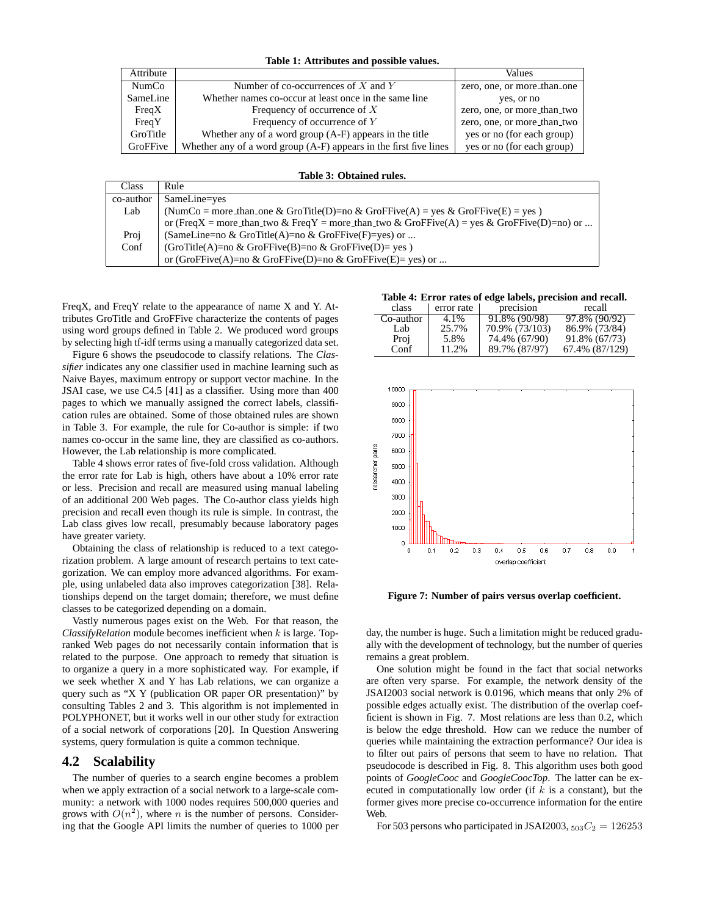**Table 1: Attributes and possible values.**

| Attribute | | Values |
|---|---|---|
| NumCo | Number of co-occurrences of $X$ and $Y$ | zero, one, or more_than_one |
| SameLine | Whether names co-occur at least once in the same line | yes, or no |
| FreqX | Frequency of occurrence of $X$ | zero, one, or more_than_two |
| FreqY | Frequency of occurrence of $Y$ | zero, one, or more_than_two |
| GroTitle | Whether any of a word group (A-F) appears in the title | yes or no (for each group) |
| GroFFive | Whether any of a word group (A-F) appears in the first five lines | yes or no (for each group) |

**Table 3: Obtained rules.**

| Class | Rule |
|---|---|
| co-author | SameLine=yes |
| Lab | (NumCo = more_than_one & GroTitle(D)=no & GroFFive(A) = yes & GroFFive(E) = yes ) or (FreqX = more_than_two & FreqY = more_than_two & GroFFive(A) = yes & GroFFive(D)=no) or ... |
| Proj | (SameLine=no & GroTitle(A)=no & GroFFive(F)=yes) or ... |
| Conf | (GroTitle(A)=no & GroFFive(B)=no & GroFFive(D)= yes ) or (GroFFive(A)=no & GroFFive(D)=no & GroFFive(E)= yes) or ... |

FreqX, and FreqY relate to the appearance of name X and Y. Attributes GroTitle and GroFFive characterize the contents of pages using word groups defined in Table 2. We produced word groups by selecting high tf-idf terms using a manually categorized data set.

Figure 6 shows the pseudocode to classify relations. The *Classifier* indicates any one classifier used in machine learning such as Naive Bayes, maximum entropy or support vector machine. In the JSAI case, we use C4.5 [41] as a classifier. Using more than 400 pages to which we manually assigned the correct labels, classification rules are obtained. Some of those obtained rules are shown in Table 3. For example, the rule for Co-author is simple: if two names co-occur in the same line, they are classified as co-authors. However, the Lab relationship is more complicated.

Table 4 shows error rates of five-fold cross validation. Although the error rate for Lab is high, others have about a 10% error rate or less. Precision and recall are measured using manual labeling of an additional 200 Web pages. The Co-author class yields high precision and recall even though its rule is simple. In contrast, the Lab class gives low recall, presumably because laboratory pages have greater variety.

Obtaining the class of relationship is reduced to a text categorization problem. A large amount of research pertains to text categorization. We can employ more advanced algorithms. For example, using unlabeled data also improves categorization [38]. Relationships depend on the target domain; therefore, we must define classes to be categorized depending on a domain.

Vastly numerous pages exist on the Web. For that reason, the *ClassifyRelation* module becomes inefficient when $k$ is large. Top-ranked Web pages do not necessarily contain information that is related to the purpose. One approach to remedy that situation is to organize a query in a more sophisticated way. For example, if we seek whether X and Y has Lab relations, we can organize a query such as "X Y (publication OR paper OR presentation)" by consulting Tables 2 and 3. This algorithm is not implemented in POLYPHONET, but it works well in our other study for extraction of a social network of corporations [20]. In Question Answering systems, query formulation is quite a common technique.

## 4.2 Scalability

The number of queries to a search engine becomes a problem when we apply extraction of a social network to a large-scale community: a network with 1000 nodes requires 500,000 queries and grows with $O(n^2)$, where $n$ is the number of persons. Considering that the Google API limits the number of queries to 1000 per day, the number is huge. Such a limitation might be reduced gradually with the development of technology, but the number of queries remains a great problem.

**Table 4: Error rates of edge labels, precision and recall.**

| class | error rate | precision | recall |
|---|---|---|---|
| Co-author | 4.1% | 91.8% (90/98) | 97.8% (90/92) |
| Lab | 25.7% | 70.9% (73/103) | 86.9% (73/84) |
| Proj | 5.8% | 74.4% (67/90) | 91.8% (67/73) |
| Conf | 11.2% | 89.7% (87/97) | 67.4% (87/129) |

**Figure 7: Number of pairs versus overlap coefficient.**

One solution might be found in the fact that social networks are often very sparse. For example, the network density of the JSAI2003 social network is 0.0196, which means that only 2% of possible edges actually exist. The distribution of the overlap coefficient is shown in Fig. 7. Most relations are less than 0.2, which is below the edge threshold. How can we reduce the number of queries while maintaining the extraction performance? Our idea is to filter out pairs of persons that seem to have no relation. That pseudocode is described in Fig. 8. This algorithm uses both good points of *GoogleCooc* and *GoogleCoocTop*. The latter can be executed in computationally low order (if $k$ is a constant), but the former gives more precise co-occurrence information for the entire Web.

For 503 persons who participated in JSAI2003, ${}_{503}C_2 = 126253$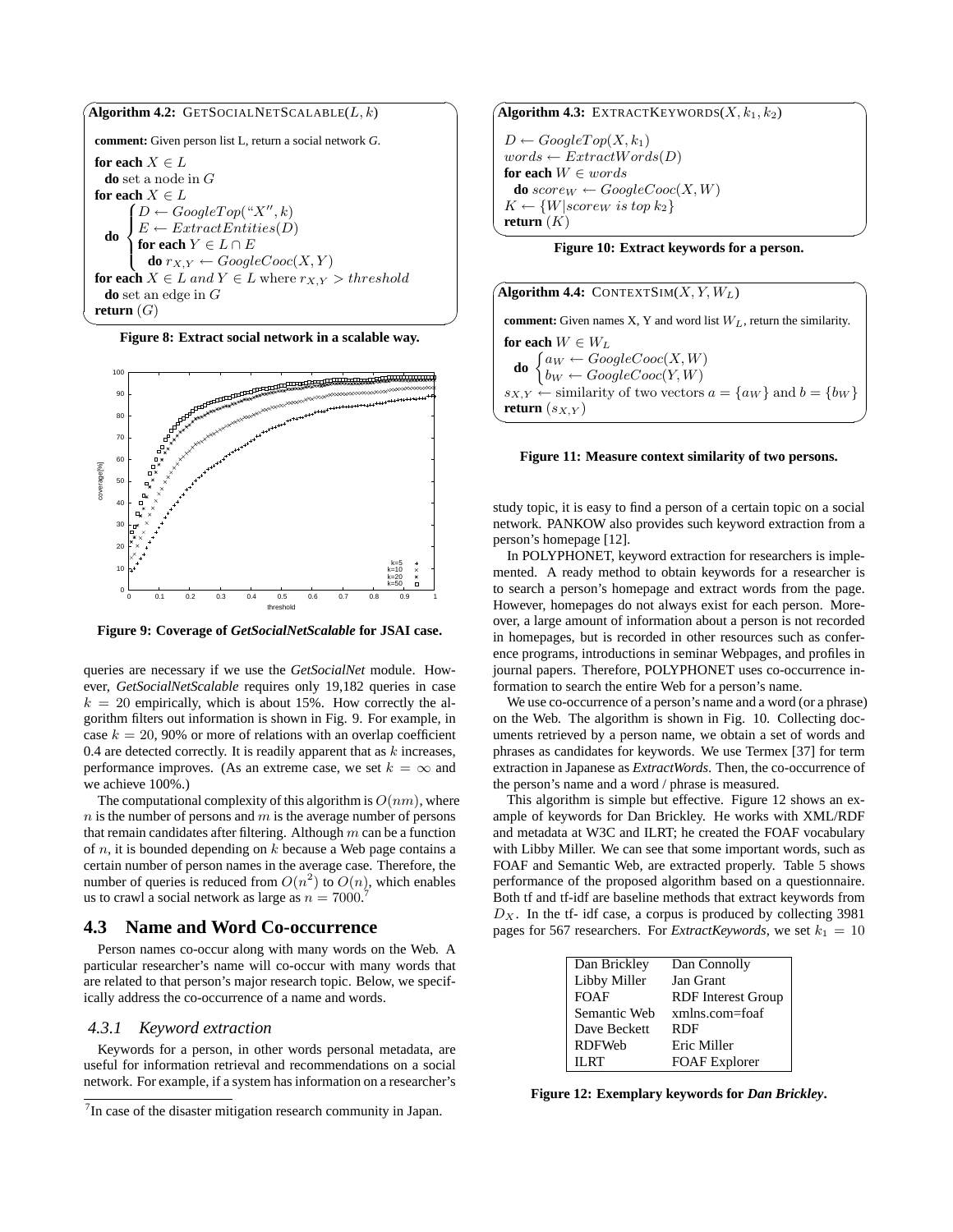**Algorithm 4.2:** GETSOCIALNETSCALABLE($L, k$)

**comment:** Given person list L, return a social network *G*.

**for each** $X \in L$
  **do** set a node in $G$
**for each** $X \in L$
  **do** $\begin{cases} D \leftarrow GoogleTop(``X", k) \\ E \leftarrow ExtractEntities(D) \\ \textbf{for each } Y \in L \cap E \\ \quad \textbf{do } r_{X,Y} \leftarrow GoogleCooc(X, Y) \end{cases}$
**for each** $X \in L$ *and* $Y \in L$ where $r_{X,Y} > threshold$
  **do** set an edge in $G$
**return** $(G)$

**Figure 8: Extract social network in a scalable way.**

coverage[%]
100
90
80
70
60
50
40
30
20
10
0
0
0.1
0.2
0.3
0.4
0.5
0.6
0.7
0.8
0.9
1
threshold
k=5
k=10
k=20
k=50

**Figure 9: Coverage of *GetSocialNetScalable* for JSAI case.**

queries are necessary if we use the *GetSocialNet* module. However, *GetSocialNetScalable* requires only 19,182 queries in case $k = 20$ empirically, which is about 15%. How correctly the algorithm filters out information is shown in Fig. 9. For example, in case $k = 20$, 90% or more of relations with an overlap coefficient 0.4 are detected correctly. It is readily apparent that as $k$ increases, performance improves. (As an extreme case, we set $k = \infty$ and we achieve 100%.)

The computational complexity of this algorithm is $O(nm)$, where $n$ is the number of persons and $m$ is the average number of persons that remain candidates after filtering. Although $m$ can be a function of $n$, it is bounded depending on $k$ because a Web page contains a certain number of person names in the average case. Therefore, the number of queries is reduced from $O(n^2)$ to $O(n)$, which enables us to crawl a social network as large as $n = 7000$.[7]

## 4.3 Name and Word Co-occurrence

Person names co-occur along with many words on the Web. A particular researcher's name will co-occur with many words that are related to that person's major research topic. Below, we specifically address the co-occurrence of a name and words.

### 4.3.1 Keyword extraction

Keywords for a person, in other words personal metadata, are useful for information retrieval and recommendations on a social network. For example, if a system has information on a researcher's study topic, it is easy to find a person of a certain topic on a social network. PANKOW also provides such keyword extraction from a person's homepage [12].

[7] In case of the disaster mitigation research community in Japan.

**Algorithm 4.3:** EXTRACTKEYWORDS($X, k_1, k_2$)

$D \leftarrow GoogleTop(X, k_1)$
$words \leftarrow ExtractWords(D)$
**for each** $W \in words$
  **do** $score_W \leftarrow GoogleCooc(X, W)$
$K \leftarrow \{W | score_W \text{ is top } k_2\}$
**return** $(K)$

**Figure 10: Extract keywords for a person.**

**Algorithm 4.4:** CONTEXTSIM($X, Y, W_L$)

**comment:** Given names X, Y and word list $W_L$, return the similarity.

**for each** $W \in W_L$
  **do** $\begin{cases} a_W \leftarrow GoogleCooc(X, W) \\ b_W \leftarrow GoogleCooc(Y, W) \end{cases}$
$s_{X,Y} \leftarrow$ similarity of two vectors $a = \{a_W\}$ and $b = \{b_W\}$
**return** $(s_{X,Y})$

**Figure 11: Measure context similarity of two persons.**

In POLYPHONET, keyword extraction for researchers is implemented. A ready method to obtain keywords for a researcher is to search a person's homepage and extract words from the page. However, homepages do not always exist for each person. Moreover, a large amount of information about a person is not recorded in homepages, but is recorded in other resources such as conference programs, introductions in seminar Webpages, and profiles in journal papers. Therefore, POLYPHONET uses co-occurrence information to search the entire Web for a person's name.

We use co-occurrence of a person's name and a word (or a phrase) on the Web. The algorithm is shown in Fig. 10. Collecting documents retrieved by a person name, we obtain a set of words and phrases as candidates for keywords. We use Termex [37] for term extraction in Japanese as *ExtractWords*. Then, the co-occurrence of the person's name and a word / phrase is measured.

This algorithm is simple but effective. Figure 12 shows an example of keywords for Dan Brickley. He works with XML/RDF and metadata at W3C and ILRT; he created the FOAF vocabulary with Libby Miller. We can see that some important words, such as FOAF and Semantic Web, are extracted properly. Table 5 shows performance of the proposed algorithm based on a questionnaire. Both tf and tf-idf are baseline methods that extract keywords from $D_X$. In the tf- idf case, a corpus is produced by collecting 3981 pages for 567 researchers. For *ExtractKeywords*, we set $k_1 = 10$

| | |
|---|---|
| Dan Brickley | Dan Connolly |
| Libby Miller | Jan Grant |
| FOAF | RDF Interest Group |
| Semantic Web | xmlns.com=foaf |
| Dave Beckett | RDF |
| RDFWeb | Eric Miller |
| ILRT | FOAF Explorer |

**Figure 12: Exemplary keywords for *Dan Brickley*.**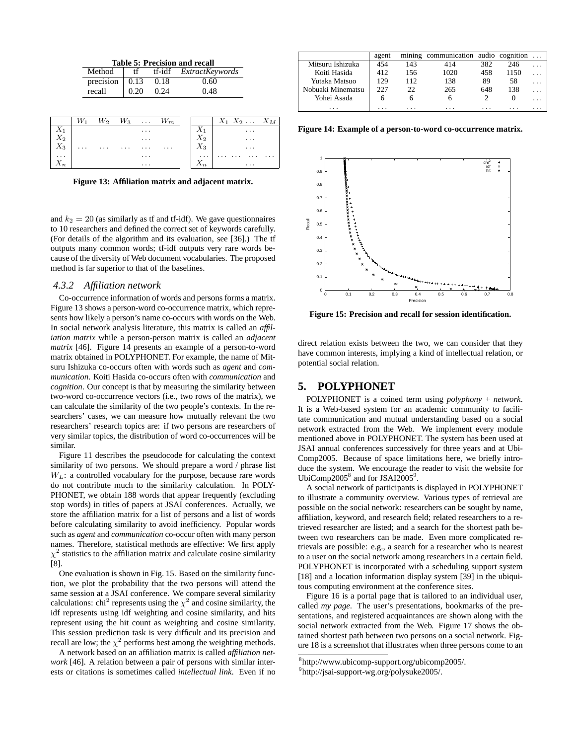**Table 5: Precision and recall**

| Method | tf | tf-idf | *ExtractKeywords* |
|---|---|---|---|
| precision | 0.13 | 0.18 | 0.60 |
| recall | 0.20 | 0.24 | 0.48 |

|  | $W_1$ | $W_2$ | $W_3$ | ... | $W_m$ |
|---|---|---|---|---|---|
| $X_1$ |  |  |  | ... |  |
| $X_2$ |  |  |  | ... |  |
| $X_3$ | ... | ... | ... | ... | ... |
| ... |  |  |  | ... |  |
| $X_n$ |  |  |  | ... |  |

|  | $X_1$ $X_2$ ... $X_M$ |
|---|---|
| $X_1$ | ... |
| $X_2$ | ... |
| $X_3$ | ... |
| ... | ... ... ... ... |
| $X_n$ | ... |

**Figure 13: Affiliation matrix and adjacent matrix.**

and $k_2 = 20$ (as similarly as tf and tf-idf). We gave questionnaires to 10 researchers and defined the correct set of keywords carefully. (For details of the algorithm and its evaluation, see [36].) The tf outputs many common words; tf-idf outputs very rare words because of the diversity of Web document vocabularies. The proposed method is far superior to that of the baselines.

### 4.3.2 *Affiliation network*

Co-occurrence information of words and persons forms a matrix. Figure 13 shows a person-word co-occurrence matrix, which represents how likely a person's name co-occurs with words on the Web. In social network analysis literature, this matrix is called an *affiliation matrix* while a person-person matrix is called an *adjacent matrix* [46]. Figure 14 presents an example of a person-to-word matrix obtained in POLYPHONET. For example, the name of Mitsuru Ishizuka co-occurs often with words such as *agent* and *communication*. Koiti Hasida co-occurs often with *communication* and *cognition*. Our concept is that by measuring the similarity between two-word co-occurrence vectors (i.e., two rows of the matrix), we can calculate the similarity of the two people's contexts. In the researchers' cases, we can measure how mutually relevant the two researchers' research topics are: if two persons are researchers of very similar topics, the distribution of word co-occurrences will be similar.

Figure 11 describes the pseudocode for calculating the context similarity of two persons. We should prepare a word / phrase list $W_L$: a controlled vocabulary for the purpose, because rare words do not contribute much to the similarity calculation. In POLYPHONET, we obtain 188 words that appear frequently (excluding stop words) in titles of papers at JSAI conferences. Actually, we store the affiliation matrix for a list of persons and a list of words before calculating similarity to avoid inefficiency. Popular words such as *agent* and *communication* co-occur often with many person names. Therefore, statistical methods are effective: We first apply $\chi^2$ statistics to the affiliation matrix and calculate cosine similarity [8].

One evaluation is shown in Fig. 15. Based on the similarity function, we plot the probability that the two persons will attend the same session at a JSAI conference. We compare several similarity calculations: chi$^2$ represents using the $\chi^2$ and cosine similarity, the idf represents using idf weighting and cosine similarity, and hits represent using the hit count as weighting and cosine similarity. This session prediction task is very difficult and its precision and recall are low; the $\chi^2$ performs best among the weighting methods.

A network based on an affiliation matrix is called *affiliation network* [46]. A relation between a pair of persons with similar interests or citations is sometimes called *intellectual link*. Even if no

|  | agent | mining | communication | audio | cognition | ... |
|---|---|---|---|---|---|---|
| Mitsuru Ishizuka | 454 | 143 | 414 | 382 | 246 | ... |
| Koiti Hasida | 412 | 156 | 1020 | 458 | 1150 | ... |
| Yutaka Matsuo | 129 | 112 | 138 | 89 | 58 | ... |
| Nobuaki Minematsu | 227 | 22 | 265 | 648 | 138 | ... |
| Yohei Asada | 6 | 6 | 6 | 2 | 0 | ... |
| ... | ... | ... | ... | ... | ... | ... |

**Figure 14: Example of a person-to-word co-occurrence matrix.**

**Figure 15: Precision and recall for session identification.**

direct relation exists between the two, we can consider that they have common interests, implying a kind of intellectual relation, or potential social relation.

## 5. POLYPHONET

POLYPHONET is a coined term using *polyphony* + *network*. It is a Web-based system for an academic community to facilitate communication and mutual understanding based on a social network extracted from the Web. We implement every module mentioned above in POLYPHONET. The system has been used at JSAI annual conferences successively for three years and at UbiComp2005. Because of space limitations here, we briefly introduce the system. We encourage the reader to visit the website for UbiComp2005[8] and for JSAI2005[9].

A social network of participants is displayed in POLYPHONET to illustrate a community overview. Various types of retrieval are possible on the social network: researchers can be sought by name, affiliation, keyword, and research field; related researchers to a retrieved researcher are listed; and a search for the shortest path between two researchers can be made. Even more complicated retrievals are possible: e.g., a search for a researcher who is nearest to a user on the social network among researchers in a certain field. POLYPHONET is incorporated with a scheduling support system [18] and a location information display system [39] in the ubiquitous computing environment at the conference sites.

Figure 16 is a portal page that is tailored to an individual user, called *my page*. The user's presentations, bookmarks of the presentations, and registered acquaintances are shown along with the social network extracted from the Web. Figure 17 shows the obtained shortest path between two persons on a social network. Figure 18 is a screenshot that illustrates when three persons come to an

[8] http://www.ubicomp-support.org/ubicomp2005/.

[9] http://jsai-support-wg.org/polysuke2005/.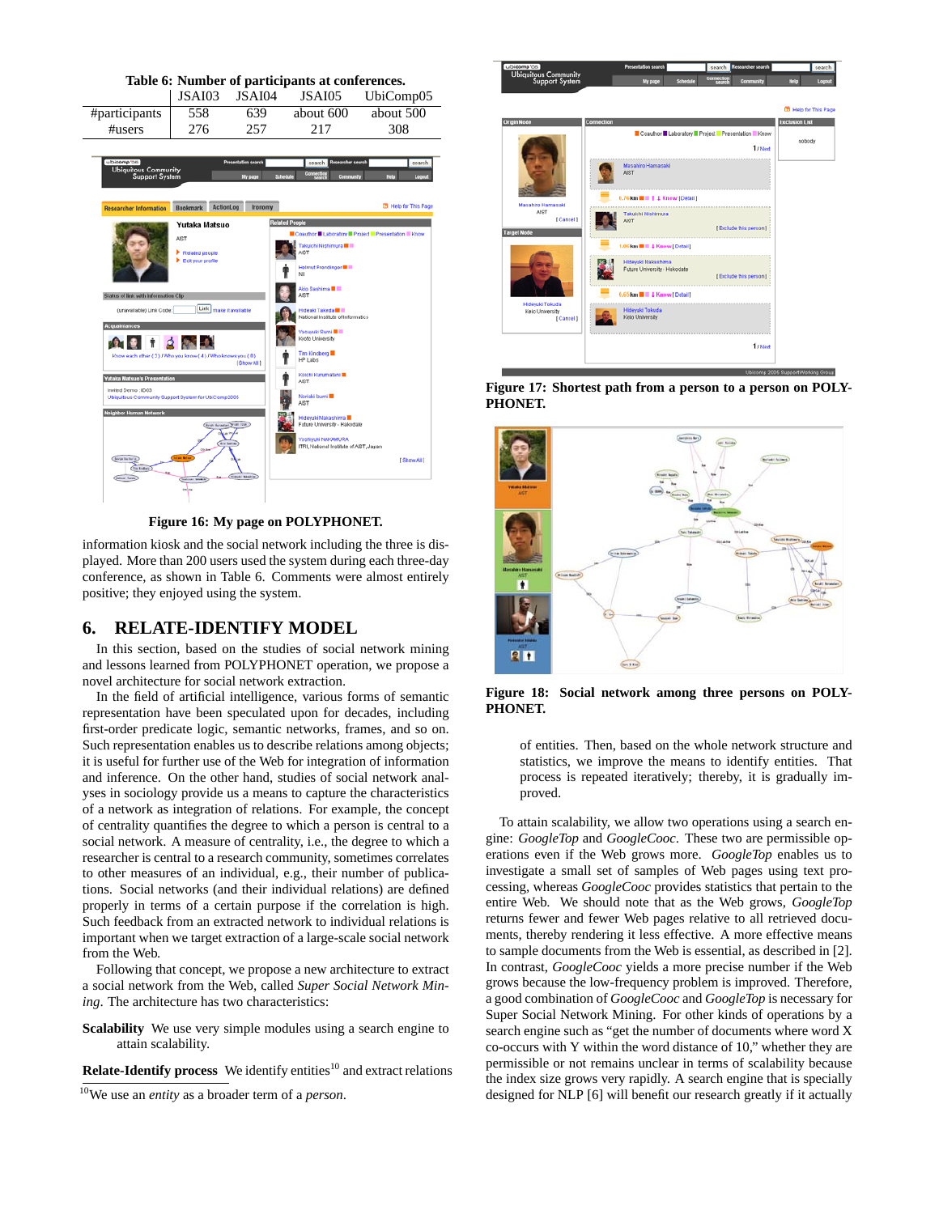Table 6: Number of participants at conferences.

| | JSAI03 | JSAI04 | JSAI05 | UbiComp05 |
|---|---|---|---|---|
| #participants | 558 | 639 | about 600 | about 500 |
| #users | 276 | 257 | 217 | 308 |

Figure 16: My page on POLYPHONET.

information kiosk and the social network including the three is displayed. More than 200 users used the system during each three-day conference, as shown in Table 6. Comments were almost entirely positive; they enjoyed using the system.

## 6. RELATE-IDENTIFY MODEL

In this section, based on the studies of social network mining and lessons learned from POLYPHONET operation, we propose a novel architecture for social network extraction.

In the field of artificial intelligence, various forms of semantic representation have been speculated upon for decades, including first-order predicate logic, semantic networks, frames, and so on. Such representation enables us to describe relations among objects; it is useful for further use of the Web for integration of information and inference. On the other hand, studies of social network analyses in sociology provide us a means to capture the characteristics of a network as integration of relations. For example, the concept of centrality quantifies the degree to which a person is central to a social network. A measure of centrality, i.e., the degree to which a researcher is central to a research community, sometimes correlates to other measures of an individual, e.g., their number of publications. Social networks (and their individual relations) are defined properly in terms of a certain purpose if the correlation is high. Such feedback from an extracted network to individual relations is important when we target extraction of a large-scale social network from the Web.

Following that concept, we propose a new architecture to extract a social network from the Web, called *Super Social Network Mining*. The architecture has two characteristics:

**Scalability** We use very simple modules using a search engine to attain scalability.

**Relate-Identify process** We identify entities[10] and extract relations of entities. Then, based on the whole network structure and statistics, we improve the means to identify entities. That process is repeated iteratively; thereby, it is gradually improved.

[10]We use an *entity* as a broader term of a *person*.

Figure 17: Shortest path from a person to a person on POLYPHONET.

Figure 18: Social network among three persons on POLYPHONET.

To attain scalability, we allow two operations using a search engine: *GoogleTop* and *GoogleCooc*. These two are permissible operations even if the Web grows more. *GoogleTop* enables us to investigate a small set of samples of Web pages using text processing, whereas *GoogleCooc* provides statistics that pertain to the entire Web. We should note that as the Web grows, *GoogleTop* returns fewer and fewer Web pages relative to all retrieved documents, thereby rendering it less effective. A more effective means to sample documents from the Web is essential, as described in [2]. In contrast, *GoogleCooc* yields a more precise number if the Web grows because the low-frequency problem is improved. Therefore, a good combination of *GoogleCooc* and *GoogleTop* is necessary for Super Social Network Mining. For other kinds of operations by a search engine such as "get the number of documents where word X co-occurs with Y within the word distance of 10," whether they are permissible or not remains unclear in terms of scalability because the index size grows very rapidly. A search engine that is specially designed for NLP [6] will benefit our research greatly if it actually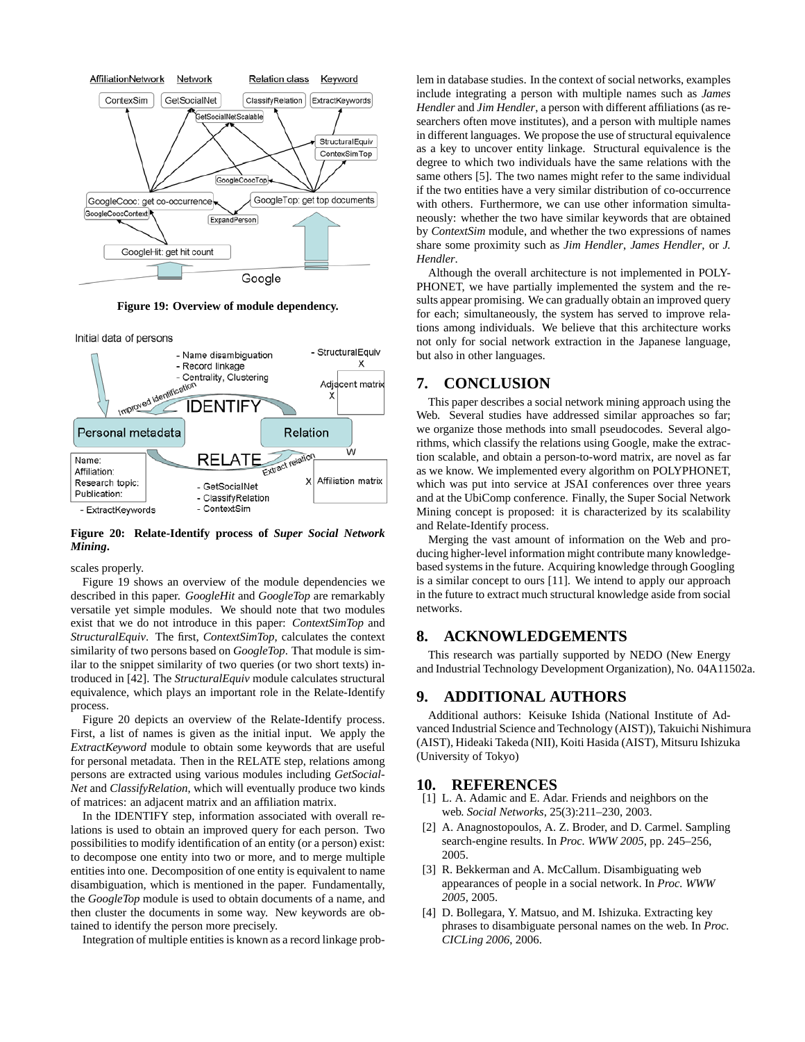AffiliationNetwork Network Relation class Keyword

ContexSim GetSocialNet ClassifyRelation ExtractKeywords

GetSocialNetScalable

StructuralEquiv

ContexSimTop

GoogleCoocTop

GoogleCooc: get co-occurrence

GoogleTop: get top documents

GoogleCoocContext

ExpandPerson

GoogleHit: get hit count

Google

**Figure 19: Overview of module dependency.**

Initial data of persons

- Name disambiguation
- Record linkage
- Centrality, Clustering

- StructuralEquiv

Improved identification

IDENTIFY

X

Adjacent matrix

X

Personal metadata

Relation

Name:
Affiliation:
Research topic:
Publication:

RELATE

Extract relation

W

X

Affiliation matrix

- GetSocialNet
- ClassifyRelation
- ContextSim

- ExtractKeywords

**Figure 20: Relate-Identify process of *Super Social Network Mining*.**

scales properly.

Figure 19 shows an overview of the module dependencies we described in this paper. *GoogleHit* and *GoogleTop* are remarkably versatile yet simple modules. We should note that two modules exist that we do not introduce in this paper: *ContextSimTop* and *StructuralEquiv*. The first, *ContextSimTop*, calculates the context similarity of two persons based on *GoogleTop*. That module is similar to the snippet similarity of two queries (or two short texts) introduced in [42]. The *StructuralEquiv* module calculates structural equivalence, which plays an important role in the Relate-Identify process.

Figure 20 depicts an overview of the Relate-Identify process. First, a list of names is given as the initial input. We apply the *ExtractKeyword* module to obtain some keywords that are useful for personal metadata. Then in the RELATE step, relations among persons are extracted using various modules including *GetSocialNet* and *ClassifyRelation*, which will eventually produce two kinds of matrices: an adjacent matrix and an affiliation matrix.

In the IDENTIFY step, information associated with overall relations is used to obtain an improved query for each person. Two possibilities to modify identification of an entity (or a person) exist: to decompose one entity into two or more, and to merge multiple entities into one. Decomposition of one entity is equivalent to name disambiguation, which is mentioned in the paper. Fundamentally, the *GoogleTop* module is used to obtain documents of a name, and then cluster the documents in some way. New keywords are obtained to identify the person more precisely.

Integration of multiple entities is known as a record linkage problem in database studies. In the context of social networks, examples include integrating a person with multiple names such as *James Hendler* and *Jim Hendler*, a person with different affiliations (as researchers often move institutes), and a person with multiple names in different languages. We propose the use of structural equivalence as a key to uncover entity linkage. Structural equivalence is the degree to which two individuals have the same relations with the same others [5]. The two names might refer to the same individual if the two entities have a very similar distribution of co-occurrence with others. Furthermore, we can use other information simultaneously: whether the two have similar keywords that are obtained by *ContextSim* module, and whether the two expressions of names share some proximity such as *Jim Hendler*, *James Hendler*, or *J. Hendler*.

Although the overall architecture is not implemented in POLYPHONET, we have partially implemented the system and the results appear promising. We can gradually obtain an improved query for each; simultaneously, the system has served to improve relations among individuals. We believe that this architecture works not only for social network extraction in the Japanese language, but also in other languages.

## 7. CONCLUSION

This paper describes a social network mining approach using the Web. Several studies have addressed similar approaches so far; we organize those methods into small pseudocodes. Several algorithms, which classify the relations using Google, make the extraction scalable, and obtain a person-to-word matrix, are novel as far as we know. We implemented every algorithm on POLYPHONET, which was put into service at JSAI conferences over three years and at the UbiComp conference. Finally, the Super Social Network Mining concept is proposed: it is characterized by its scalability and Relate-Identify process.

Merging the vast amount of information on the Web and producing higher-level information might contribute many knowledge-based systems in the future. Acquiring knowledge through Googling is a similar concept to ours [11]. We intend to apply our approach in the future to extract much structural knowledge aside from social networks.

## 8. ACKNOWLEDGEMENTS

This research was partially supported by NEDO (New Energy and Industrial Technology Development Organization), No. 04A11502a.

## 9. ADDITIONAL AUTHORS

Additional authors: Keisuke Ishida (National Institute of Advanced Industrial Science and Technology (AIST)), Takuichi Nishimura (AIST), Hideaki Takeda (NII), Koiti Hasida (AIST), Mitsuru Ishizuka (University of Tokyo)

## 10. REFERENCES

[1] L. A. Adamic and E. Adar. Friends and neighbors on the web. *Social Networks*, 25(3):211–230, 2003.

[2] A. Anagnostopoulos, A. Z. Broder, and D. Carmel. Sampling search-engine results. In *Proc. WWW 2005*, pp. 245–256, 2005.

[3] R. Bekkerman and A. McCallum. Disambiguating web appearances of people in a social network. In *Proc. WWW 2005*, 2005.

[4] D. Bollegara, Y. Matsuo, and M. Ishizuka. Extracting key phrases to disambiguate personal names on the web. In *Proc. CICLing 2006*, 2006.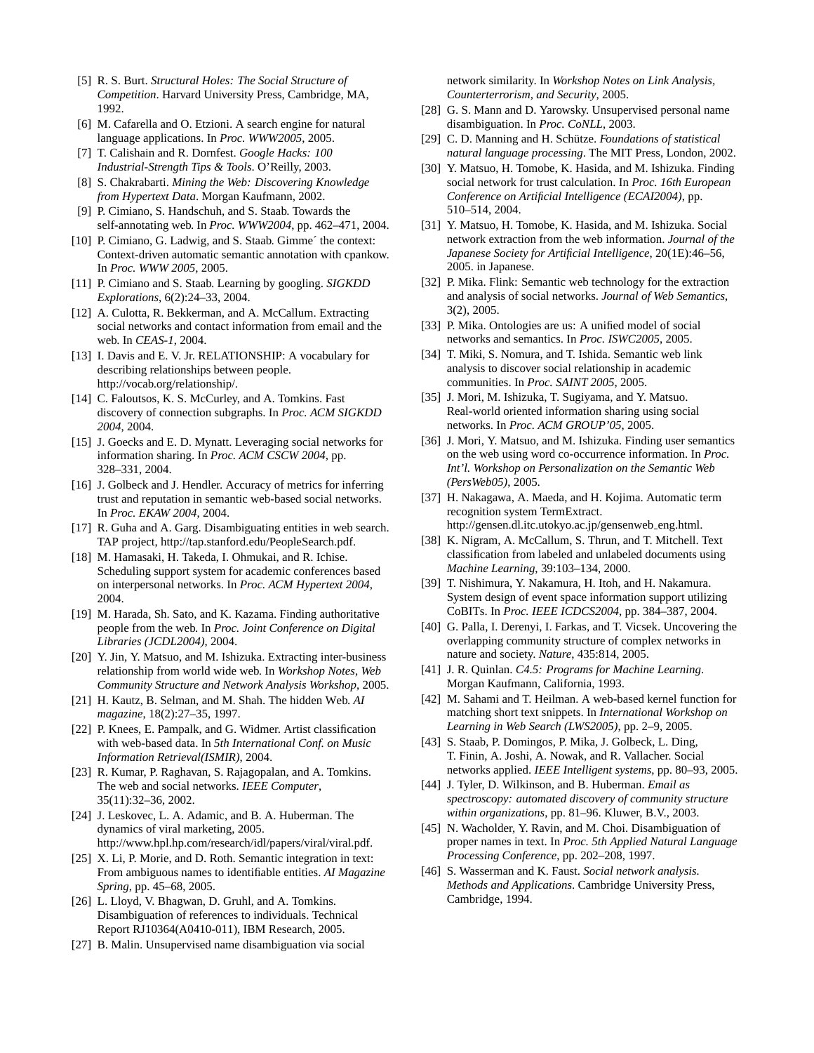[5] R. S. Burt. *Structural Holes: The Social Structure of Competition*. Harvard University Press, Cambridge, MA, 1992.

[6] M. Cafarella and O. Etzioni. A search engine for natural language applications. In *Proc. WWW2005*, 2005.

[7] T. Calishain and R. Dornfest. *Google Hacks: 100 Industrial-Strength Tips & Tools*. O'Reilly, 2003.

[8] S. Chakrabarti. *Mining the Web: Discovering Knowledge from Hypertext Data*. Morgan Kaufmann, 2002.

[9] P. Cimiano, S. Handschuh, and S. Staab. Towards the self-annotating web. In *Proc. WWW2004*, pp. 462–471, 2004.

[10] P. Cimiano, G. Ladwig, and S. Staab. Gimme´ the context: Context-driven automatic semantic annotation with cpankow. In *Proc. WWW 2005*, 2005.

[11] P. Cimiano and S. Staab. Learning by googling. *SIGKDD Explorations*, 6(2):24–33, 2004.

[12] A. Culotta, R. Bekkerman, and A. McCallum. Extracting social networks and contact information from email and the web. In *CEAS-1*, 2004.

[13] I. Davis and E. V. Jr. RELATIONSHIP: A vocabulary for describing relationships between people. http://vocab.org/relationship/.

[14] C. Faloutsos, K. S. McCurley, and A. Tomkins. Fast discovery of connection subgraphs. In *Proc. ACM SIGKDD 2004*, 2004.

[15] J. Goecks and E. D. Mynatt. Leveraging social networks for information sharing. In *Proc. ACM CSCW 2004*, pp. 328–331, 2004.

[16] J. Golbeck and J. Hendler. Accuracy of metrics for inferring trust and reputation in semantic web-based social networks. In *Proc. EKAW 2004*, 2004.

[17] R. Guha and A. Garg. Disambiguating entities in web search. TAP project, http://tap.stanford.edu/PeopleSearch.pdf.

[18] M. Hamasaki, H. Takeda, I. Ohmukai, and R. Ichise. Scheduling support system for academic conferences based on interpersonal networks. In *Proc. ACM Hypertext 2004*, 2004.

[19] M. Harada, Sh. Sato, and K. Kazama. Finding authoritative people from the web. In *Proc. Joint Conference on Digital Libraries (JCDL2004)*, 2004.

[20] Y. Jin, Y. Matsuo, and M. Ishizuka. Extracting inter-business relationship from world wide web. In *Workshop Notes, Web Community Structure and Network Analysis Workshop*, 2005.

[21] H. Kautz, B. Selman, and M. Shah. The hidden Web. *AI magazine*, 18(2):27–35, 1997.

[22] P. Knees, E. Pampalk, and G. Widmer. Artist classification with web-based data. In *5th International Conf. on Music Information Retrieval(ISMIR)*, 2004.

[23] R. Kumar, P. Raghavan, S. Rajagopalan, and A. Tomkins. The web and social networks. *IEEE Computer*, 35(11):32–36, 2002.

[24] J. Leskovec, L. A. Adamic, and B. A. Huberman. The dynamics of viral marketing, 2005. http://www.hpl.hp.com/research/idl/papers/viral/viral.pdf.

[25] X. Li, P. Morie, and D. Roth. Semantic integration in text: From ambiguous names to identifiable entities. *AI Magazine Spring*, pp. 45–68, 2005.

[26] L. Lloyd, V. Bhagwan, D. Gruhl, and A. Tomkins. Disambiguation of references to individuals. Technical Report RJ10364(A0410-011), IBM Research, 2005.

[27] B. Malin. Unsupervised name disambiguation via social network similarity. In *Workshop Notes on Link Analysis, Counterterrorism, and Security*, 2005.

[28] G. S. Mann and D. Yarowsky. Unsupervised personal name disambiguation. In *Proc. CoNLL*, 2003.

[29] C. D. Manning and H. Schütze. *Foundations of statistical natural language processing*. The MIT Press, London, 2002.

[30] Y. Matsuo, H. Tomobe, K. Hasida, and M. Ishizuka. Finding social network for trust calculation. In *Proc. 16th European Conference on Artificial Intelligence (ECAI2004)*, pp. 510–514, 2004.

[31] Y. Matsuo, H. Tomobe, K. Hasida, and M. Ishizuka. Social network extraction from the web information. *Journal of the Japanese Society for Artificial Intelligence*, 20(1E):46–56, 2005. in Japanese.

[32] P. Mika. Flink: Semantic web technology for the extraction and analysis of social networks. *Journal of Web Semantics*, 3(2), 2005.

[33] P. Mika. Ontologies are us: A unified model of social networks and semantics. In *Proc. ISWC2005*, 2005.

[34] T. Miki, S. Nomura, and T. Ishida. Semantic web link analysis to discover social relationship in academic communities. In *Proc. SAINT 2005*, 2005.

[35] J. Mori, M. Ishizuka, T. Sugiyama, and Y. Matsuo. Real-world oriented information sharing using social networks. In *Proc. ACM GROUP'05*, 2005.

[36] J. Mori, Y. Matsuo, and M. Ishizuka. Finding user semantics on the web using word co-occurrence information. In *Proc. Int'l. Workshop on Personalization on the Semantic Web (PersWeb05)*, 2005.

[37] H. Nakagawa, A. Maeda, and H. Kojima. Automatic term recognition system TermExtract. http://gensen.dl.itc.utokyo.ac.jp/gensenweb_eng.html.

[38] K. Nigram, A. McCallum, S. Thrun, and T. Mitchell. Text classification from labeled and unlabeled documents using *Machine Learning*, 39:103–134, 2000.

[39] T. Nishimura, Y. Nakamura, H. Itoh, and H. Nakamura. System design of event space information support utilizing CoBITs. In *Proc. IEEE ICDCS2004*, pp. 384–387, 2004.

[40] G. Palla, I. Derenyi, I. Farkas, and T. Vicsek. Uncovering the overlapping community structure of complex networks in nature and society. *Nature*, 435:814, 2005.

[41] J. R. Quinlan. *C4.5: Programs for Machine Learning*. Morgan Kaufmann, California, 1993.

[42] M. Sahami and T. Heilman. A web-based kernel function for matching short text snippets. In *International Workshop on Learning in Web Search (LWS2005)*, pp. 2–9, 2005.

[43] S. Staab, P. Domingos, P. Mika, J. Golbeck, L. Ding, T. Finin, A. Joshi, A. Nowak, and R. Vallacher. Social networks applied. *IEEE Intelligent systems*, pp. 80–93, 2005.

[44] J. Tyler, D. Wilkinson, and B. Huberman. *Email as spectroscopy: automated discovery of community structure within organizations*, pp. 81–96. Kluwer, B.V., 2003.

[45] N. Wacholder, Y. Ravin, and M. Choi. Disambiguation of proper names in text. In *Proc. 5th Applied Natural Language Processing Conference*, pp. 202–208, 1997.

[46] S. Wasserman and K. Faust. *Social network analysis. Methods and Applications*. Cambridge University Press, Cambridge, 1994.